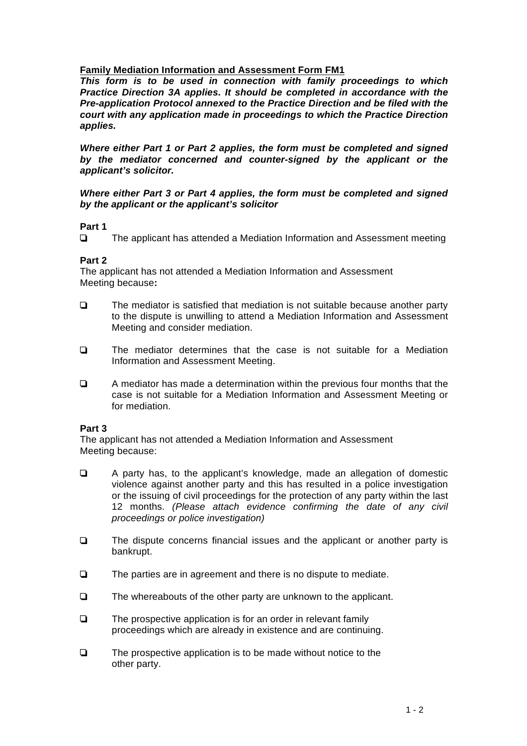**Family Mediation Information and Assessment Form FM1**

***This form is to be used in connection with family proceedings to which Practice Direction 3A applies. It should be completed in accordance with the Pre-application Protocol annexed to the Practice Direction and be filed with the court with any application made in proceedings to which the Practice Direction applies.***

***Where either Part 1 or Part 2 applies, the form must be completed and signed by the mediator concerned and counter-signed by the applicant or the applicant's solicitor.***

***Where either Part 3 or Part 4 applies, the form must be completed and signed by the applicant or the applicant's solicitor***

**Part 1**

- ❏ The applicant has attended a Mediation Information and Assessment meeting

**Part 2**

The applicant has not attended a Mediation Information and Assessment Meeting because**:**

- ❏ The mediator is satisfied that mediation is not suitable because another party to the dispute is unwilling to attend a Mediation Information and Assessment Meeting and consider mediation.
- ❏ The mediator determines that the case is not suitable for a Mediation Information and Assessment Meeting.
- ❏ A mediator has made a determination within the previous four months that the case is not suitable for a Mediation Information and Assessment Meeting or for mediation.

**Part 3**

The applicant has not attended a Mediation Information and Assessment Meeting because:

- ❏ A party has, to the applicant's knowledge, made an allegation of domestic violence against another party and this has resulted in a police investigation or the issuing of civil proceedings for the protection of any party within the last 12 months. *(Please attach evidence confirming the date of any civil proceedings or police investigation)*
- ❏ The dispute concerns financial issues and the applicant or another party is bankrupt.
- ❏ The parties are in agreement and there is no dispute to mediate.
- ❏ The whereabouts of the other party are unknown to the applicant.
- ❏ The prospective application is for an order in relevant family proceedings which are already in existence and are continuing.
- ❏ The prospective application is to be made without notice to the other party.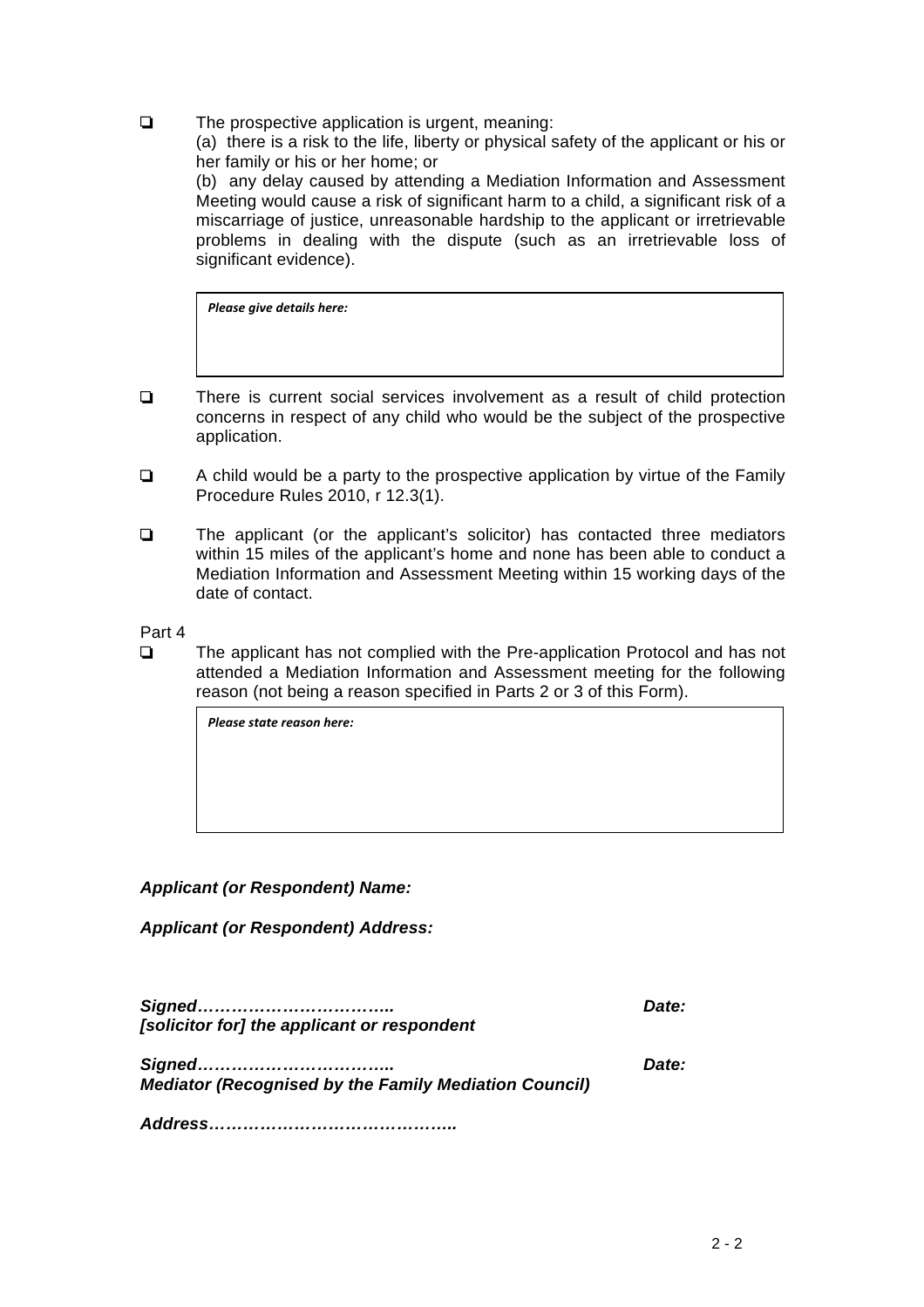- [ ] The prospective application is urgent, meaning:
  (a) there is a risk to the life, liberty or physical safety of the applicant or his or her family or his or her home; or
  (b) any delay caused by attending a Mediation Information and Assessment Meeting would cause a risk of significant harm to a child, a significant risk of a miscarriage of justice, unreasonable hardship to the applicant or irretrievable problems in dealing with the dispute (such as an irretrievable loss of significant evidence).

  | *Please give details here:* |
  |---|
  | |

- [ ] There is current social services involvement as a result of child protection concerns in respect of any child who would be the subject of the prospective application.

- [ ] A child would be a party to the prospective application by virtue of the Family Procedure Rules 2010, r 12.3(1).

- [ ] The applicant (or the applicant's solicitor) has contacted three mediators within 15 miles of the applicant's home and none has been able to conduct a Mediation Information and Assessment Meeting within 15 working days of the date of contact.

Part 4

- [ ] The applicant has not complied with the Pre-application Protocol and has not attended a Mediation Information and Assessment meeting for the following reason (not being a reason specified in Parts 2 or 3 of this Form).

  | *Please state reason here:* |
  |---|
  | |

***Applicant (or Respondent) Name:***

***Applicant (or Respondent) Address:***

***Signed……………………………..*** ***Date:***
***[solicitor for] the applicant or respondent***

***Signed……………………………..*** ***Date:***
***Mediator (Recognised by the Family Mediation Council)***

***Address……………………………………..***